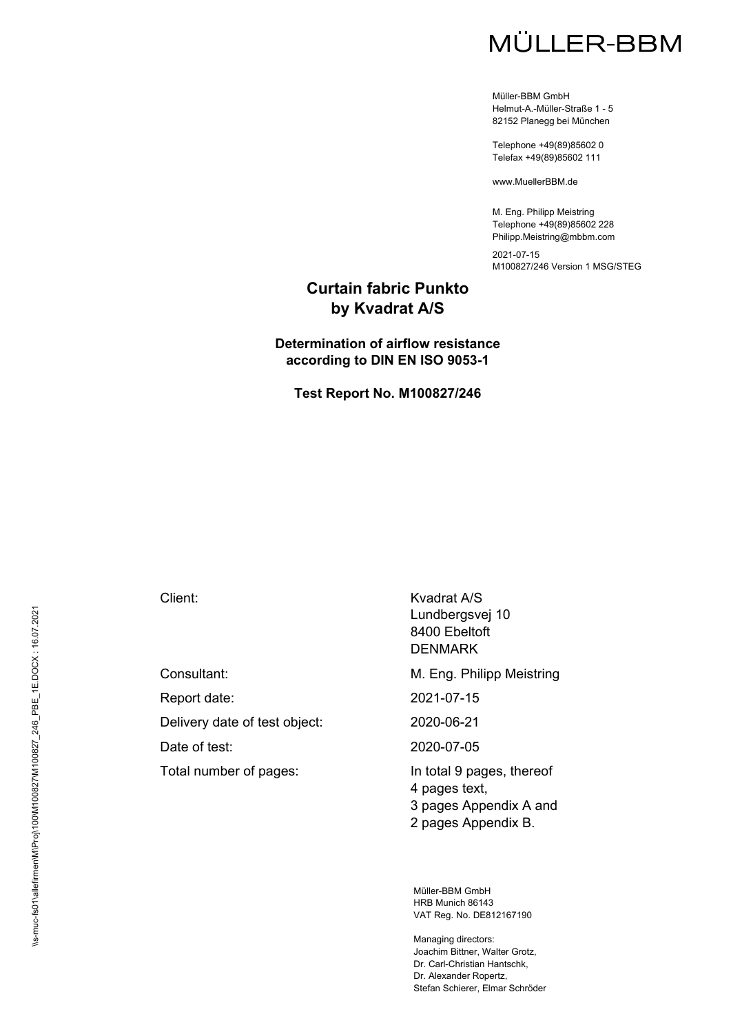MÜLLER-BBM

Müller-BBM GmbH
Helmut-A.-Müller-Straße 1 - 5
82152 Planegg bei München

Telephone +49(89)85602 0
Telefax +49(89)85602 111

www.MuellerBBM.de

M. Eng. Philipp Meistring
Telephone +49(89)85602 228
Philipp.Meistring@mbbm.com

2021-07-15
M100827/246 Version 1 MSG/STEG

# Curtain fabric Punkto by Kvadrat A/S

## Determination of airflow resistance according to DIN EN ISO 9053-1

**Test Report No. M100827/246**

| | |
|---|---|
| Client: | Kvadrat A/S<br>Lundbergsvej 10<br>8400 Ebeltoft<br>DENMARK |
| Consultant: | M. Eng. Philipp Meistring |
| Report date: | 2021-07-15 |
| Delivery date of test object: | 2020-06-21 |
| Date of test: | 2020-07-05 |
| Total number of pages: | In total 9 pages, thereof<br>4 pages text,<br>3 pages Appendix A and<br>2 pages Appendix B. |

\\s-muc-fs01\allefirmen\M\Proj\100\M100827\M100827_246_PBE_1E.DOCX : 16.07.2021

Müller-BBM GmbH
HRB Munich 86143
VAT Reg. No. DE812167190

Managing directors:
Joachim Bittner, Walter Grotz,
Dr. Carl-Christian Hantschk,
Dr. Alexander Ropertz,
Stefan Schierer, Elmar Schröder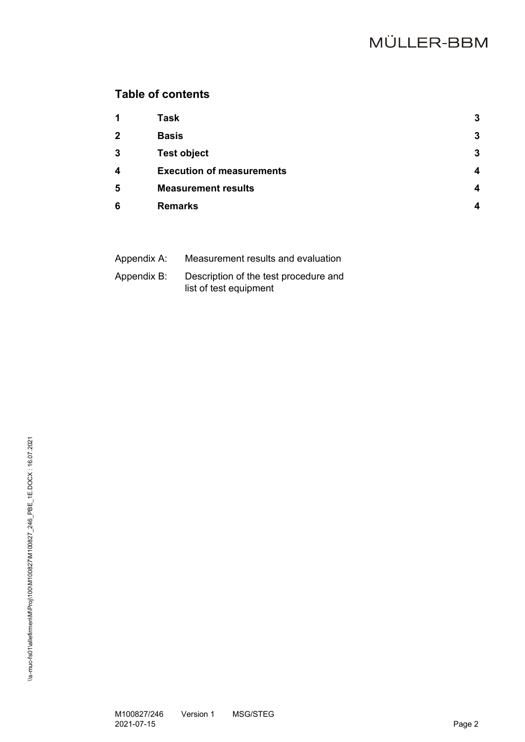## Table of contents

| | | |
|---|---|---|
| **1** | **Task** | **3** |
| **2** | **Basis** | **3** |
| **3** | **Test object** | **3** |
| **4** | **Execution of measurements** | **4** |
| **5** | **Measurement results** | **4** |
| **6** | **Remarks** | **4** |

Appendix A: Measurement results and evaluation

Appendix B: Description of the test procedure and list of test equipment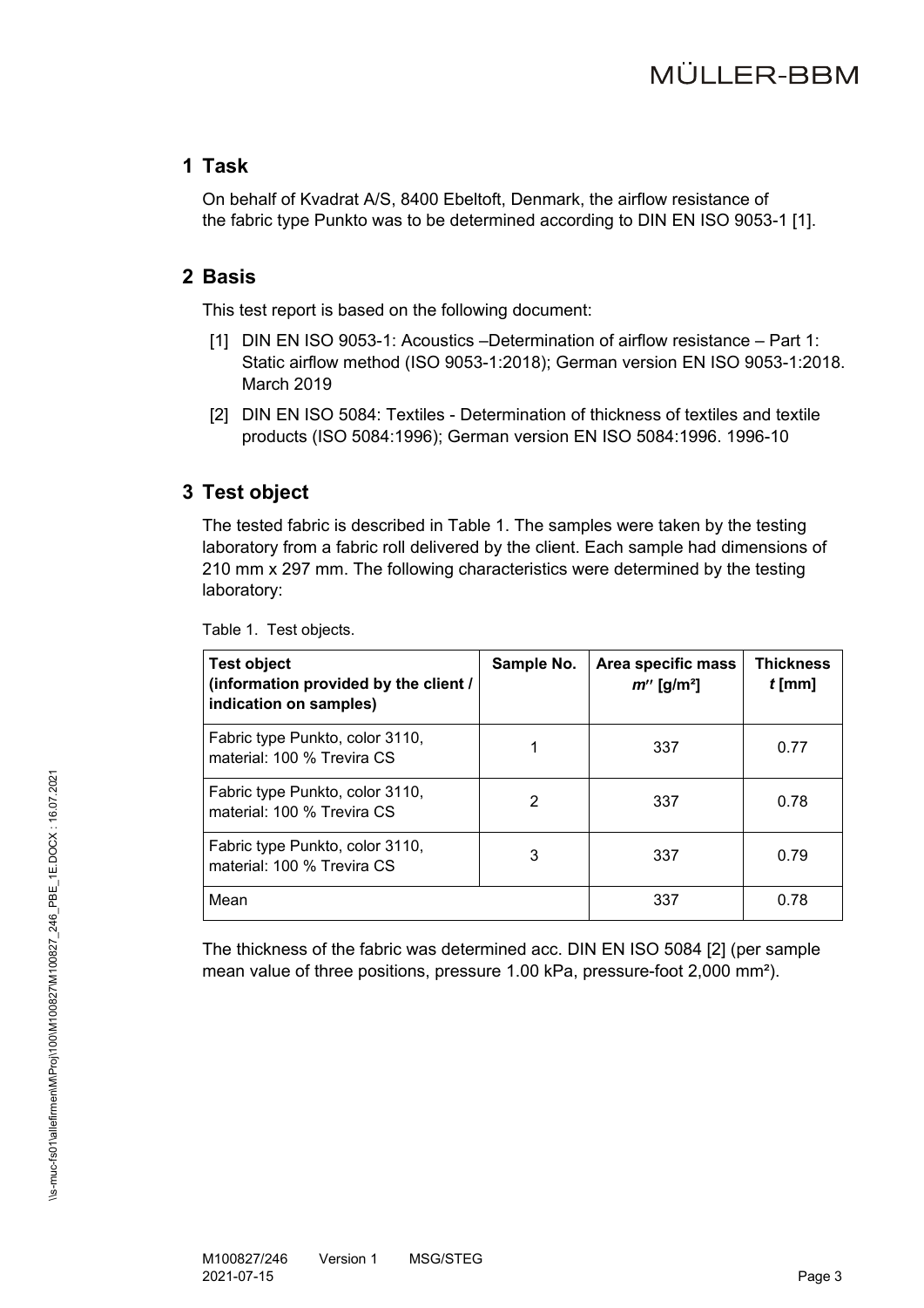## 1 Task

On behalf of Kvadrat A/S, 8400 Ebeltoft, Denmark, the airflow resistance of the fabric type Punkto was to be determined according to DIN EN ISO 9053-1 [1].

## 2 Basis

This test report is based on the following document:

[1] DIN EN ISO 9053-1: Acoustics –Determination of airflow resistance – Part 1: Static airflow method (ISO 9053-1:2018); German version EN ISO 9053-1:2018. March 2019

[2] DIN EN ISO 5084: Textiles - Determination of thickness of textiles and textile products (ISO 5084:1996); German version EN ISO 5084:1996. 1996-10

## 3 Test object

The tested fabric is described in Table 1. The samples were taken by the testing laboratory from a fabric roll delivered by the client. Each sample had dimensions of 210 mm x 297 mm. The following characteristics were determined by the testing laboratory:

Table 1. Test objects.

| **Test object (information provided by the client / indication on samples)** | **Sample No.** | **Area specific mass $m''$ [g/m²]** | **Thickness $t$ [mm]** |
|---|---|---|---|
| Fabric type Punkto, color 3110, material: 100 % Trevira CS | 1 | 337 | 0.77 |
| Fabric type Punkto, color 3110, material: 100 % Trevira CS | 2 | 337 | 0.78 |
| Fabric type Punkto, color 3110, material: 100 % Trevira CS | 3 | 337 | 0.79 |
| Mean | | 337 | 0.78 |

The thickness of the fabric was determined acc. DIN EN ISO 5084 [2] (per sample mean value of three positions, pressure 1.00 kPa, pressure-foot 2,000 mm²).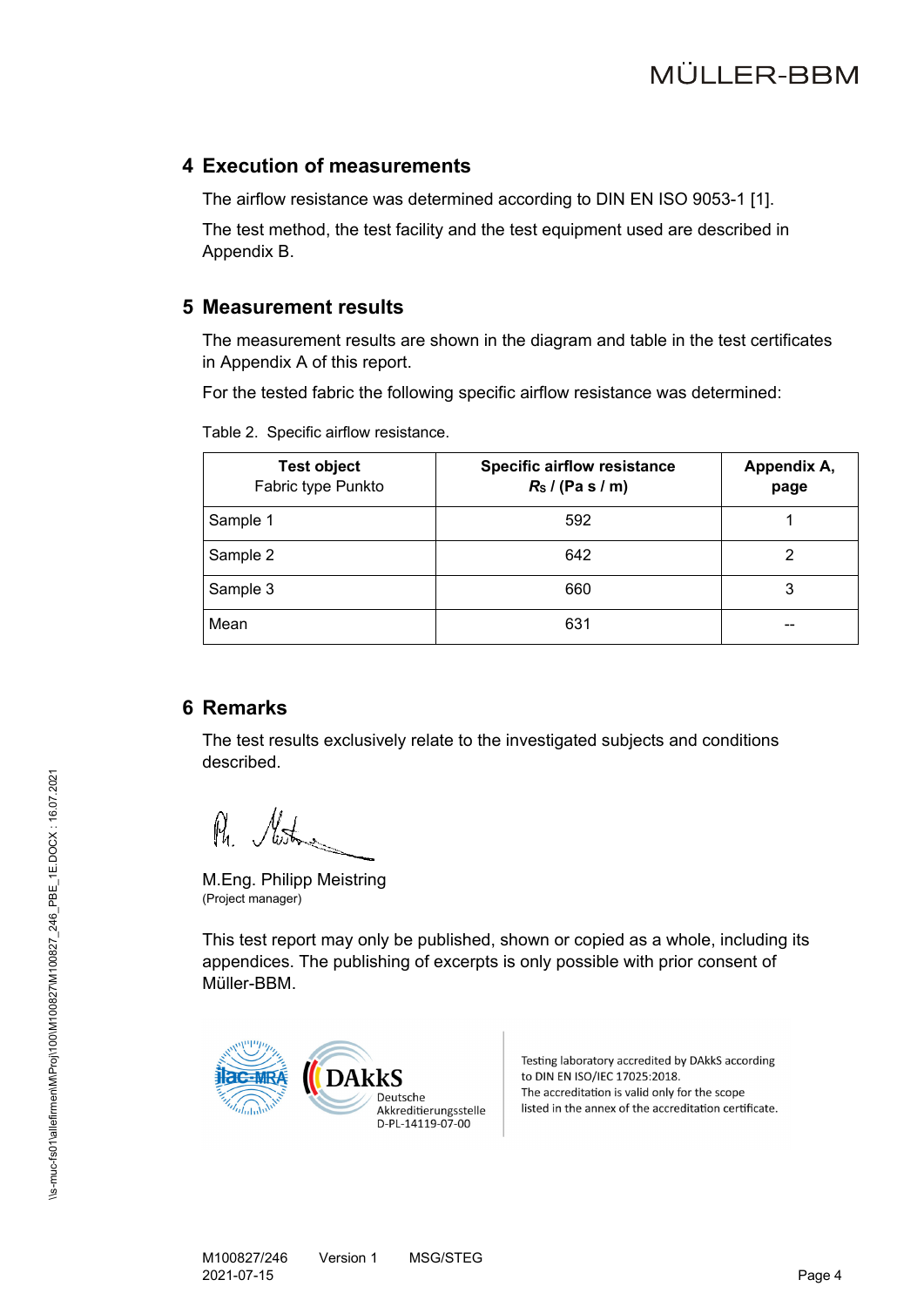## 4 Execution of measurements

The airflow resistance was determined according to DIN EN ISO 9053-1 [1].

The test method, the test facility and the test equipment used are described in Appendix B.

## 5 Measurement results

The measurement results are shown in the diagram and table in the test certificates in Appendix A of this report.

For the tested fabric the following specific airflow resistance was determined:

Table 2. Specific airflow resistance.

| **Test object** Fabric type Punkto | **Specific airflow resistance** $R_S$ / (Pa s / m) | **Appendix A, page** |
|---|---|---|
| Sample 1 | 592 | 1 |
| Sample 2 | 642 | 2 |
| Sample 3 | 660 | 3 |
| Mean | 631 | -- |

## 6 Remarks

The test results exclusively relate to the investigated subjects and conditions described.

M.Eng. Philipp Meistring
(Project manager)

This test report may only be published, shown or copied as a whole, including its appendices. The publishing of excerpts is only possible with prior consent of Müller-BBM.

ilac-MRA | DAkkS Deutsche Akkreditierungsstelle D-PL-14119-07-00

Testing laboratory accredited by DAkkS according to DIN EN ISO/IEC 17025:2018.
The accreditation is valid only for the scope listed in the annex of the accreditation certificate.

M100827/246 Version 1 MSG/STEG
2021-07-15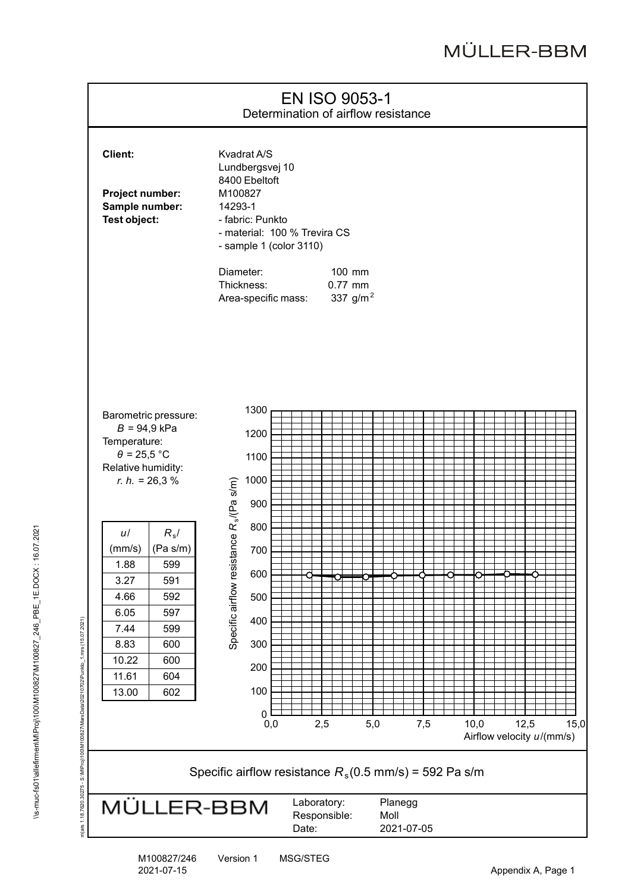# EN ISO 9053-1

Determination of airflow resistance

**Client:** Kvadrat A/S
Lundbergsvej 10
8400 Ebeltoft

**Project number:** M100827

**Sample number:** 14293-1

**Test object:**
- fabric: Punkto
- material: 100 % Trevira CS
- sample 1 (color 3110)

Diameter: 100 mm
Thickness: 0.77 mm
Area-specific mass: 337 g/m$^2$

Barometric pressure:
$B$ = 94,9 kPa

Temperature:
$\theta$ = 25,5 °C

Relative humidity:
*r. h.* = 26,3 %

| $u$/ (mm/s) | $R_s$/ (Pa s/m) |
|---|---|
| 1.88 | 599 |
| 3.27 | 591 |
| 4.66 | 592 |
| 6.05 | 597 |
| 7.44 | 599 |
| 8.83 | 600 |
| 10.22 | 600 |
| 11.61 | 604 |
| 13.00 | 602 |

Specific airflow resistance $R_s$/(Pa s/m) vs. Airflow velocity $u$/(mm/s)

Specific airflow resistance $R_s$(0.5 mm/s) = 592 Pa s/m

MÜLLER-BBM

Laboratory: Planegg
Responsible: Moll
Date: 2021-07-05

M100827/246 Version 1 MSG/STEG
2021-07-15

Appendix A, Page 1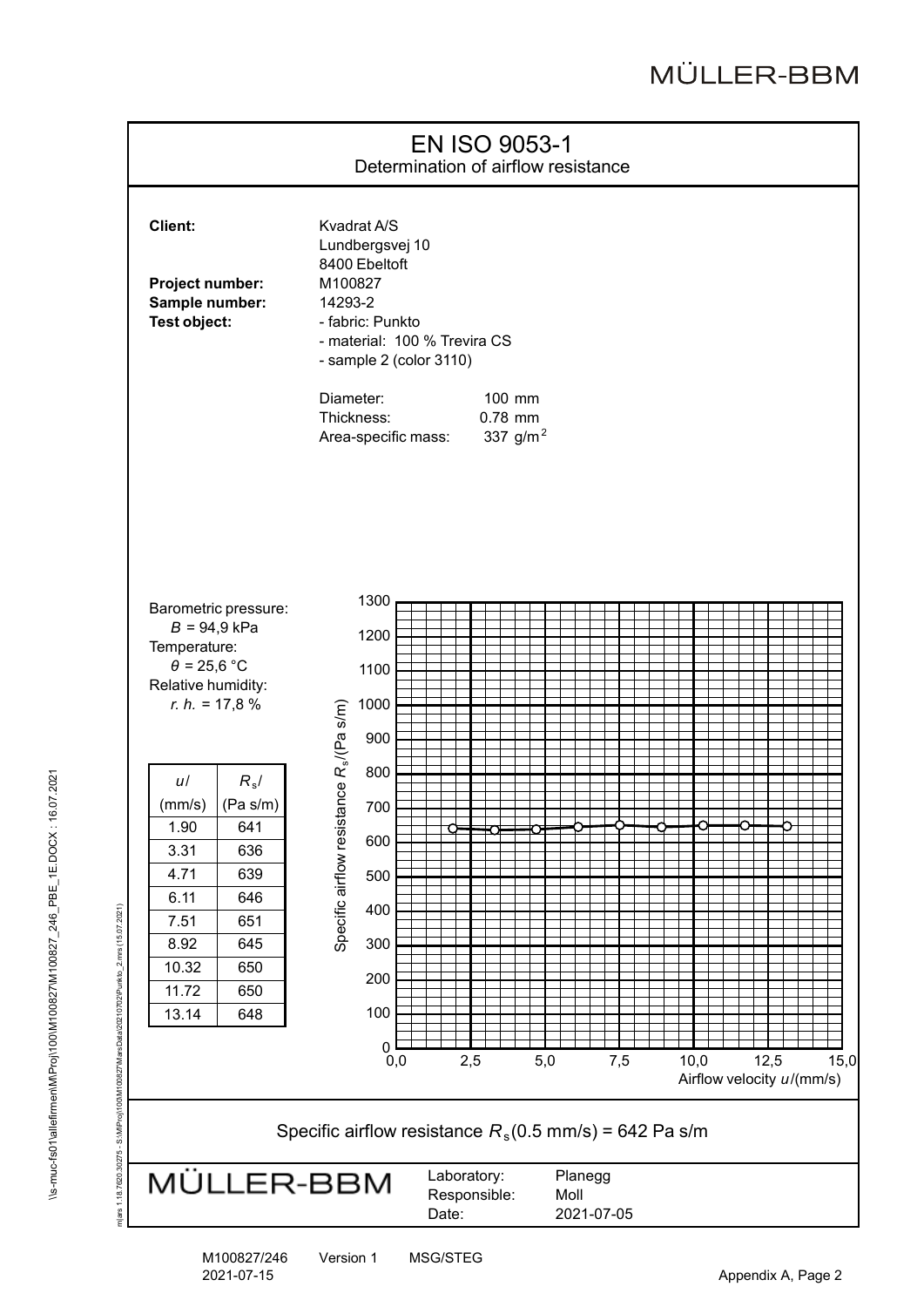# EN ISO 9053-1

## Determination of airflow resistance

**Client:** Kvadrat A/S
Lundbergsvej 10
8400 Ebeltoft

**Project number:** M100827

**Sample number:** 14293-2

**Test object:**
- fabric: Punkto
- material: 100 % Trevira CS
- sample 2 (color 3110)

Diameter: 100 mm
Thickness: 0.78 mm
Area-specific mass: 337 g/m$^2$

Barometric pressure:
$B$ = 94,9 kPa
Temperature:
$\theta$ = 25,6 °C
Relative humidity:
*r. h.* = 17,8 %

| $u$/ (mm/s) | $R_s$/ (Pa s/m) |
|---|---|
| 1.90 | 641 |
| 3.31 | 636 |
| 4.71 | 639 |
| 6.11 | 646 |
| 7.51 | 651 |
| 8.92 | 645 |
| 10.32 | 650 |
| 11.72 | 650 |
| 13.14 | 648 |

Specific airflow resistance $R_s$/(Pa s/m) vs. Airflow velocity $u$/(mm/s)

Specific airflow resistance $R_s$(0.5 mm/s) = 642 Pa s/m

MÜLLER-BBM

Laboratory: Planegg
Responsible: Moll
Date: 2021-07-05

M100827/246 Version 1 MSG/STEG
2021-07-15

Appendix A, Page 2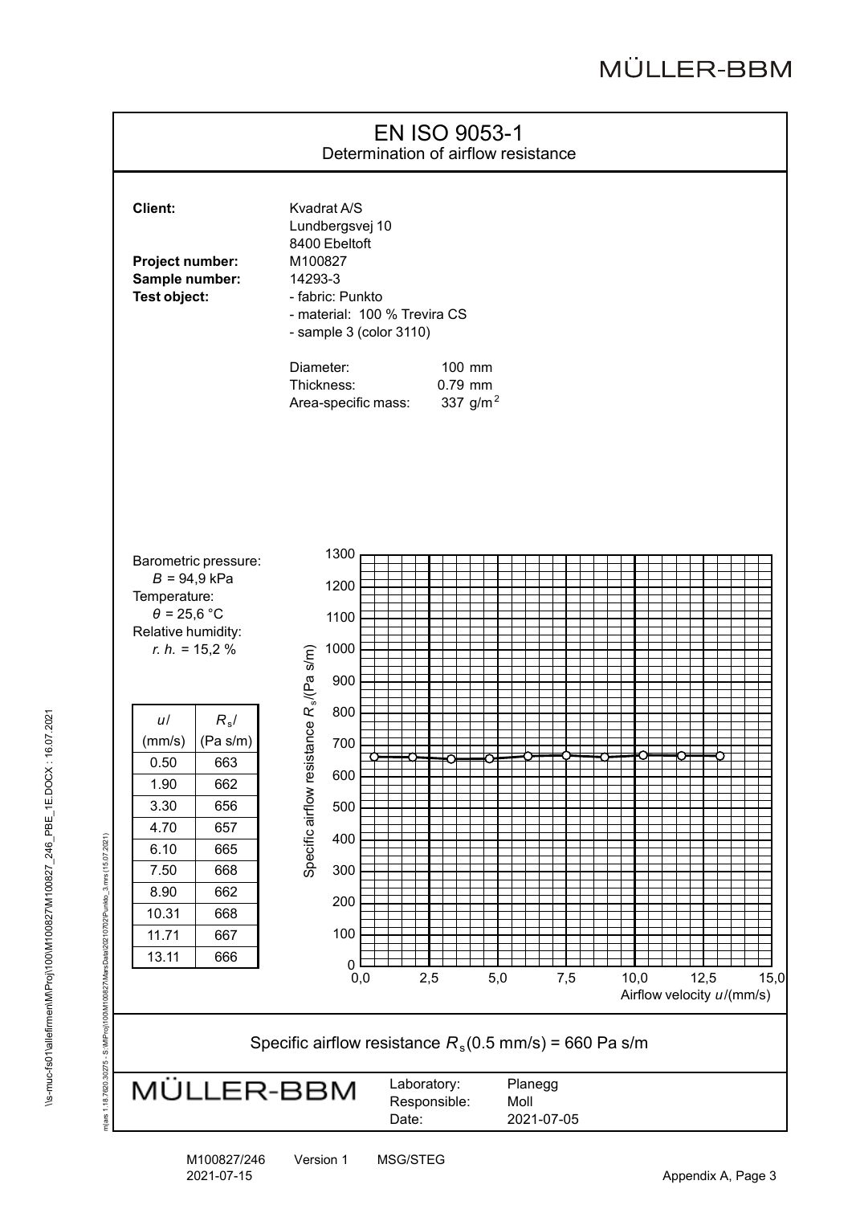# EN ISO 9053-1

Determination of airflow resistance

**Client:** Kvadrat A/S
Lundbergsvej 10
8400 Ebeltoft

**Project number:** M100827

**Sample number:** 14293-3

**Test object:**
- fabric: Punkto
- material: 100 % Trevira CS
- sample 3 (color 3110)

Diameter: 100 mm
Thickness: 0.79 mm
Area-specific mass: 337 g/m$^2$

Barometric pressure:
$B$ = 94,9 kPa
Temperature:
$\theta$ = 25,6 °C
Relative humidity:
*r. h.* = 15,2 %

| $u$/ (mm/s) | $R_s$/ (Pa s/m) |
|---|---|
| 0.50 | 663 |
| 1.90 | 662 |
| 3.30 | 656 |
| 4.70 | 657 |
| 6.10 | 665 |
| 7.50 | 668 |
| 8.90 | 662 |
| 10.31 | 668 |
| 11.71 | 667 |
| 13.11 | 666 |

Specific airflow resistance $R_s$/(Pa s/m) vs. Airflow velocity $u$/(mm/s)

Specific airflow resistance $R_s$(0.5 mm/s) = 660 Pa s/m

MÜLLER-BBM

Laboratory: Planegg
Responsible: Moll
Date: 2021-07-05

M100827/246 Version 1 MSG/STEG
2021-07-15

Appendix A, Page 3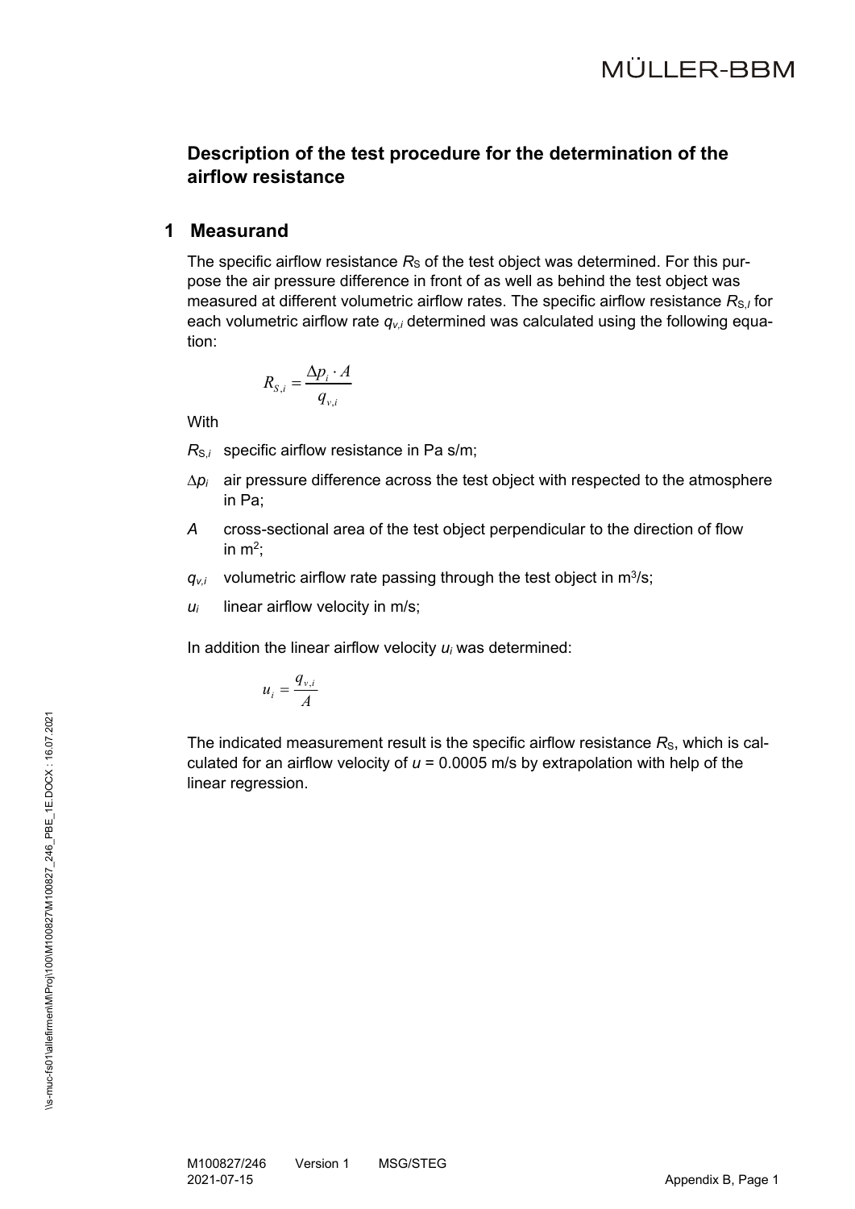## Description of the test procedure for the determination of the airflow resistance

## 1 Measurand

The specific airflow resistance $R_S$ of the test object was determined. For this purpose the air pressure difference in front of as well as behind the test object was measured at different volumetric airflow rates. The specific airflow resistance $R_{S,I}$ for each volumetric airflow rate $q_{v,i}$ determined was calculated using the following equation:

$$R_{S,i} = \frac{\Delta p_i \cdot A}{q_{v,i}}$$

With

- $R_{S,i}$ specific airflow resistance in Pa s/m;
- $\Delta p_i$ air pressure difference across the test object with respected to the atmosphere in Pa;
- $A$ cross-sectional area of the test object perpendicular to the direction of flow in $m^2$;
- $q_{v,i}$ volumetric airflow rate passing through the test object in $m^3/s$;
- $u_i$ linear airflow velocity in m/s;

In addition the linear airflow velocity $u_i$ was determined:

$$u_i = \frac{q_{v,i}}{A}$$

The indicated measurement result is the specific airflow resistance $R_S$, which is calculated for an airflow velocity of $u$ = 0.0005 m/s by extrapolation with help of the linear regression.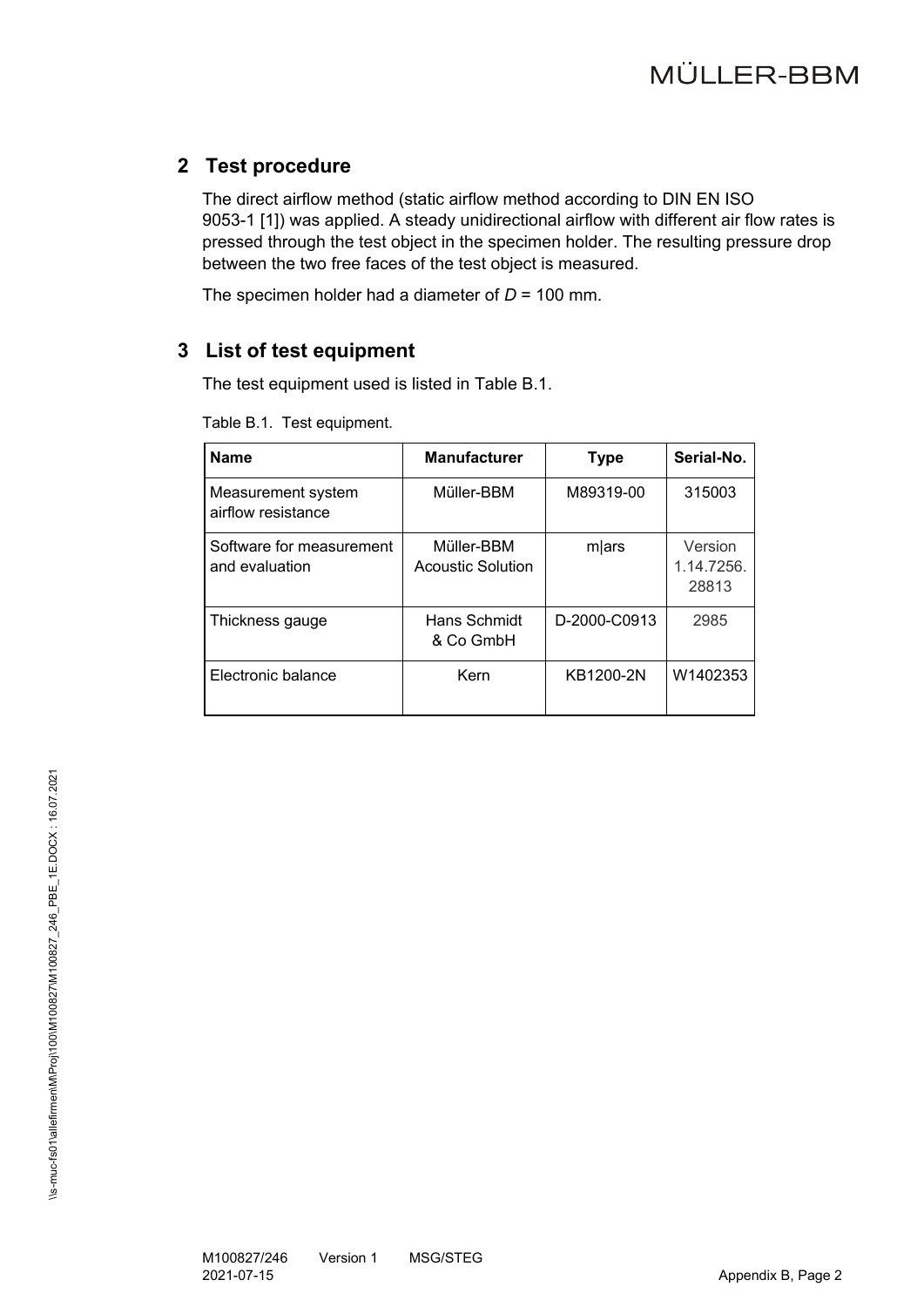## 2 Test procedure

The direct airflow method (static airflow method according to DIN EN ISO 9053-1 [1]) was applied. A steady unidirectional airflow with different air flow rates is pressed through the test object in the specimen holder. The resulting pressure drop between the two free faces of the test object is measured.

The specimen holder had a diameter of $D$ = 100 mm.

## 3 List of test equipment

The test equipment used is listed in Table B.1.

Table B.1. Test equipment.

| Name | Manufacturer | Type | Serial-No. |
|---|---|---|---|
| Measurement system airflow resistance | Müller-BBM | M89319-00 | 315003 |
| Software for measurement and evaluation | Müller-BBM Acoustic Solution | m\|ars | Version 1.14.7256.28813 |
| Thickness gauge | Hans Schmidt & Co GmbH | D-2000-C0913 | 2985 |
| Electronic balance | Kern | KB1200-2N | W1402353 |